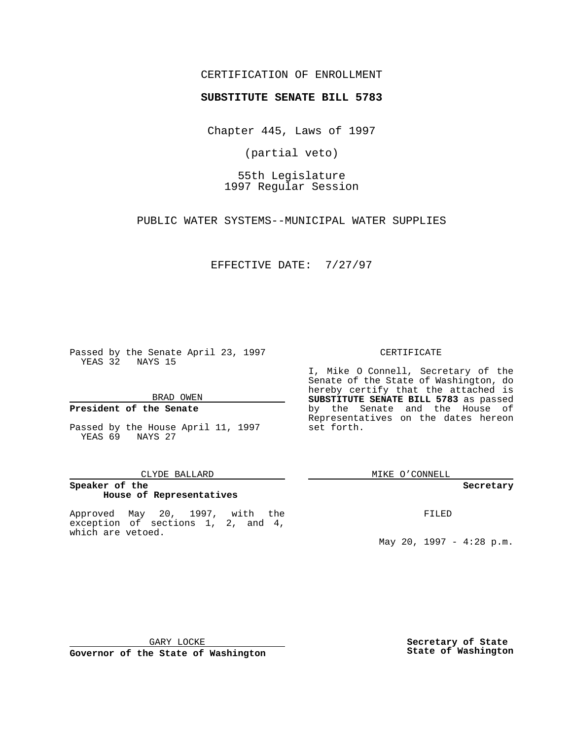CERTIFICATION OF ENROLLMENT

**SUBSTITUTE SENATE BILL 5783**

Chapter 445, Laws of 1997

(partial veto)

55th Legislature
1997 Regular Session

PUBLIC WATER SYSTEMS--MUNICIPAL WATER SUPPLIES

EFFECTIVE DATE: 7/27/97

Passed by the Senate April 23, 1997
YEAS 32 NAYS 15

BRAD OWEN

**President of the Senate**

Passed by the House April 11, 1997
YEAS 69 NAYS 27

CLYDE BALLARD

**Speaker of the House of Representatives**

Approved May 20, 1997, with the exception of sections 1, 2, and 4, which are vetoed.

GARY LOCKE

**Governor of the State of Washington**

CERTIFICATE

I, Mike O Connell, Secretary of the Senate of the State of Washington, do hereby certify that the attached is **SUBSTITUTE SENATE BILL 5783** as passed by the Senate and the House of Representatives on the dates hereon set forth.

MIKE O'CONNELL

**Secretary**

FILED

May 20, 1997 - 4:28 p.m.

**Secretary of State State of Washington**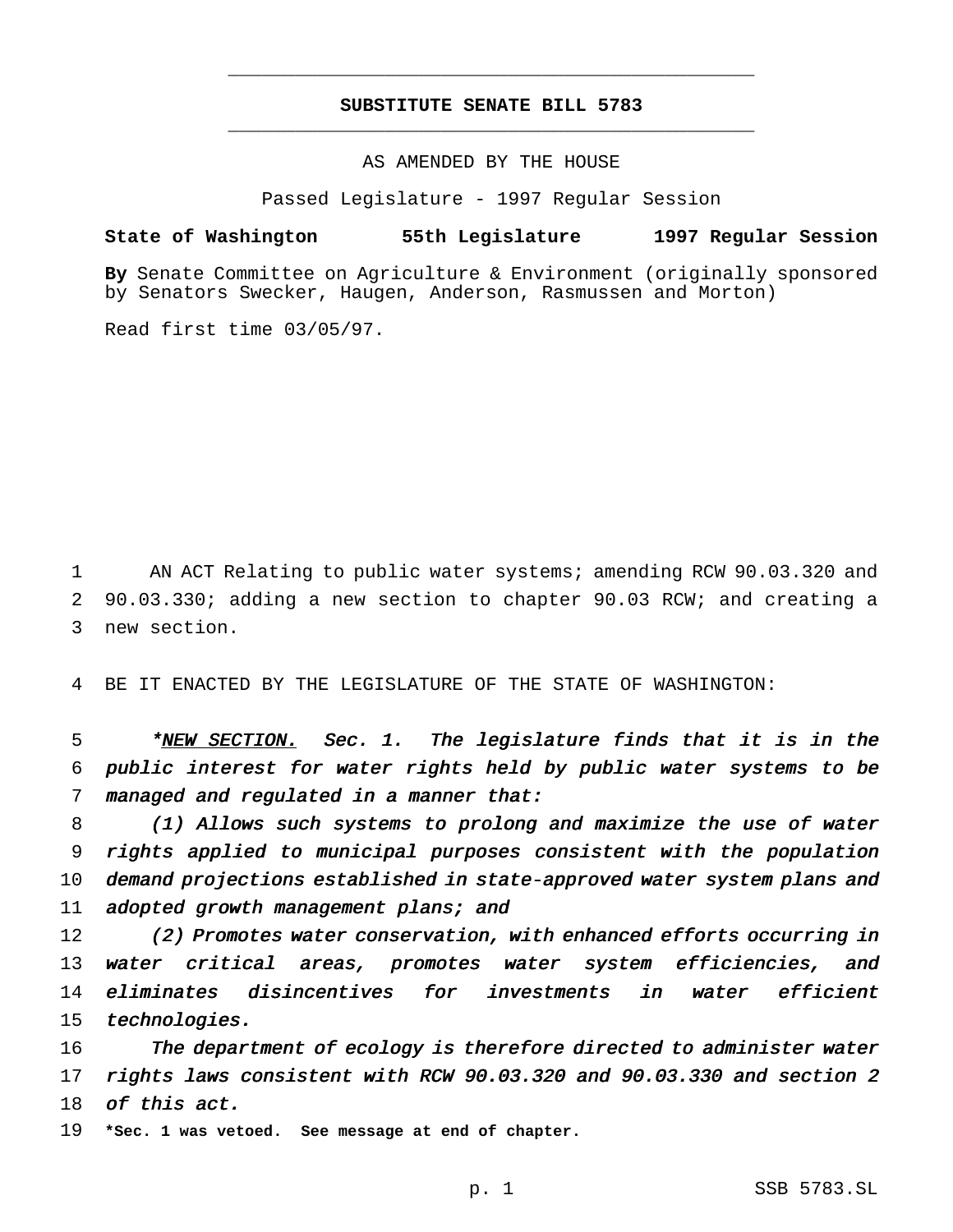# SUBSTITUTE SENATE BILL 5783

AS AMENDED BY THE HOUSE

Passed Legislature - 1997 Regular Session

**State of Washington 55th Legislature 1997 Regular Session**

**By** Senate Committee on Agriculture & Environment (originally sponsored by Senators Swecker, Haugen, Anderson, Rasmussen and Morton)

Read first time 03/05/97.

AN ACT Relating to public water systems; amending RCW 90.03.320 and 90.03.330; adding a new section to chapter 90.03 RCW; and creating a new section.

BE IT ENACTED BY THE LEGISLATURE OF THE STATE OF WASHINGTON:

**\****NEW SECTION.* *Sec. 1. The legislature finds that it is in the public interest for water rights held by public water systems to be managed and regulated in a manner that:*

*(1) Allows such systems to prolong and maximize the use of water rights applied to municipal purposes consistent with the population demand projections established in state-approved water system plans and adopted growth management plans; and*

*(2) Promotes water conservation, with enhanced efforts occurring in water critical areas, promotes water system efficiencies, and eliminates disincentives for investments in water efficient technologies.*

*The department of ecology is therefore directed to administer water rights laws consistent with RCW 90.03.320 and 90.03.330 and section 2 of this act.*

**\*Sec. 1 was vetoed. See message at end of chapter.**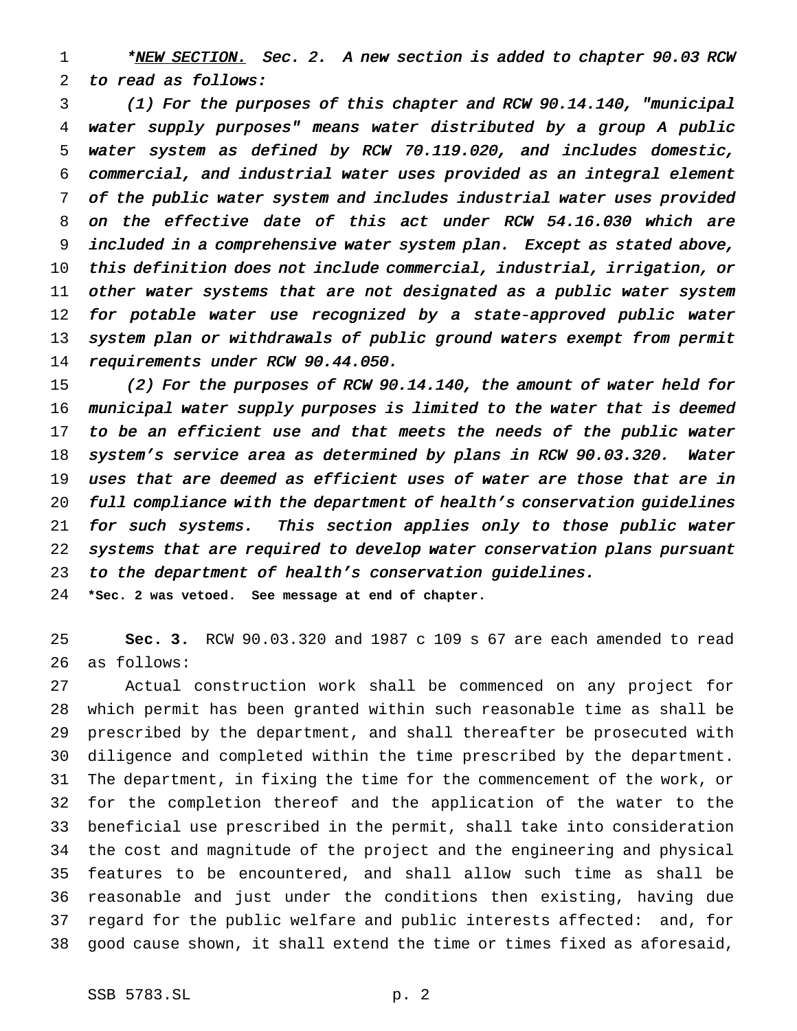*<u>NEW SECTION.</u> *Sec. 2. A new section is added to chapter 90.03 RCW to read as follows:*

*(1) For the purposes of this chapter and RCW 90.14.140, "municipal water supply purposes" means water distributed by a group A public water system as defined by RCW 70.119.020, and includes domestic, commercial, and industrial water uses provided as an integral element of the public water system and includes industrial water uses provided on the effective date of this act under RCW 54.16.030 which are included in a comprehensive water system plan. Except as stated above, this definition does not include commercial, industrial, irrigation, or other water systems that are not designated as a public water system for potable water use recognized by a state-approved public water system plan or withdrawals of public ground waters exempt from permit requirements under RCW 90.44.050.*

*(2) For the purposes of RCW 90.14.140, the amount of water held for municipal water supply purposes is limited to the water that is deemed to be an efficient use and that meets the needs of the public water system's service area as determined by plans in RCW 90.03.320. Water uses that are deemed as efficient uses of water are those that are in full compliance with the department of health's conservation guidelines for such systems. This section applies only to those public water systems that are required to develop water conservation plans pursuant to the department of health's conservation guidelines.*

**\*Sec. 2 was vetoed. See message at end of chapter.**

**Sec. 3.** RCW 90.03.320 and 1987 c 109 s 67 are each amended to read as follows:

Actual construction work shall be commenced on any project for which permit has been granted within such reasonable time as shall be prescribed by the department, and shall thereafter be prosecuted with diligence and completed within the time prescribed by the department. The department, in fixing the time for the commencement of the work, or for the completion thereof and the application of the water to the beneficial use prescribed in the permit, shall take into consideration the cost and magnitude of the project and the engineering and physical features to be encountered, and shall allow such time as shall be reasonable and just under the conditions then existing, having due regard for the public welfare and public interests affected: and, for good cause shown, it shall extend the time or times fixed as aforesaid,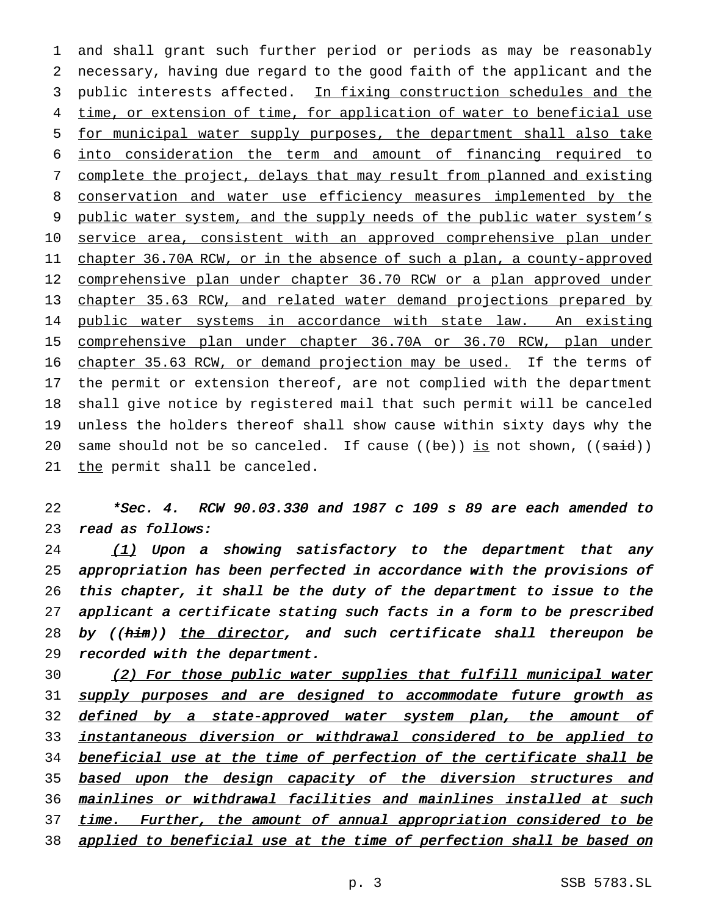and shall grant such further period or periods as may be reasonably necessary, having due regard to the good faith of the applicant and the public interests affected. <u>In fixing construction schedules and the time, or extension of time, for application of water to beneficial use for municipal water supply purposes, the department shall also take into consideration the term and amount of financing required to complete the project, delays that may result from planned and existing conservation and water use efficiency measures implemented by the public water system, and the supply needs of the public water system's service area, consistent with an approved comprehensive plan under chapter 36.70A RCW, or in the absence of such a plan, a county-approved comprehensive plan under chapter 36.70 RCW or a plan approved under chapter 35.63 RCW, and related water demand projections prepared by public water systems in accordance with state law. An existing comprehensive plan under chapter 36.70A or 36.70 RCW, plan under chapter 35.63 RCW, or demand projection may be used.</u> If the terms of the permit or extension thereof, are not complied with the department shall give notice by registered mail that such permit will be canceled unless the holders thereof shall show cause within sixty days why the same should not be so canceled. If cause ((~~be~~)) <u>is</u> not shown, ((~~said~~)) <u>the</u> permit shall be canceled.

*\*Sec. 4. RCW 90.03.330 and 1987 c 109 s 89 are each amended to read as follows:*

*<u>(1)</u> Upon a showing satisfactory to the department that any appropriation has been perfected in accordance with the provisions of this chapter, it shall be the duty of the department to issue to the applicant a certificate stating such facts in a form to be prescribed by ((~~him~~)) <u>the director</u>, and such certificate shall thereupon be recorded with the department.*

*<u>(2) For those public water supplies that fulfill municipal water supply purposes and are designed to accommodate future growth as defined by a state-approved water system plan, the amount of instantaneous diversion or withdrawal considered to be applied to beneficial use at the time of perfection of the certificate shall be based upon the design capacity of the diversion structures and mainlines or withdrawal facilities and mainlines installed at such time. Further, the amount of annual appropriation considered to be applied to beneficial use at the time of perfection shall be based on</u>*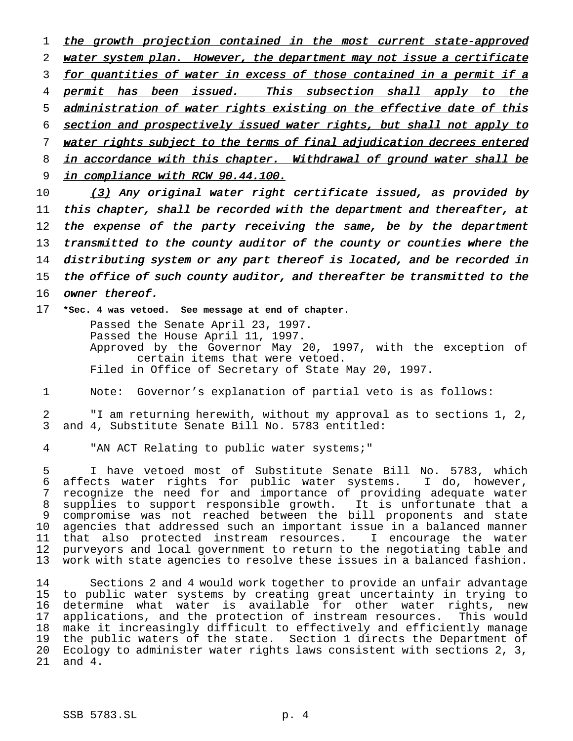the growth projection contained in the most current state-approved water system plan. However, the department may not issue a certificate for quantities of water in excess of those contained in a permit if a permit has been issued. This subsection shall apply to the administration of water rights existing on the effective date of this section and prospectively issued water rights, but shall not apply to water rights subject to the terms of final adjudication decrees entered in accordance with this chapter. Withdrawal of ground water shall be in compliance with RCW 90.44.100.

*(3) Any original water right certificate issued, as provided by this chapter, shall be recorded with the department and thereafter, at the expense of the party receiving the same, be by the department transmitted to the county auditor of the county or counties where the distributing system or any part thereof is located, and be recorded in the office of such county auditor, and thereafter be transmitted to the owner thereof.*

**\*Sec. 4 was vetoed. See message at end of chapter.**

Passed the Senate April 23, 1997.
Passed the House April 11, 1997.
Approved by the Governor May 20, 1997, with the exception of certain items that were vetoed.
Filed in Office of Secretary of State May 20, 1997.

Note: Governor's explanation of partial veto is as follows:

"I am returning herewith, without my approval as to sections 1, 2, and 4, Substitute Senate Bill No. 5783 entitled:

"AN ACT Relating to public water systems;"

I have vetoed most of Substitute Senate Bill No. 5783, which affects water rights for public water systems. I do, however, recognize the need for and importance of providing adequate water supplies to support responsible growth. It is unfortunate that a compromise was not reached between the bill proponents and state agencies that addressed such an important issue in a balanced manner that also protected instream resources. I encourage the water purveyors and local government to return to the negotiating table and work with state agencies to resolve these issues in a balanced fashion.

Sections 2 and 4 would work together to provide an unfair advantage to public water systems by creating great uncertainty in trying to determine what water is available for other water rights, new applications, and the protection of instream resources. This would make it increasingly difficult to effectively and efficiently manage the public waters of the state. Section 1 directs the Department of Ecology to administer water rights laws consistent with sections 2, 3, and 4.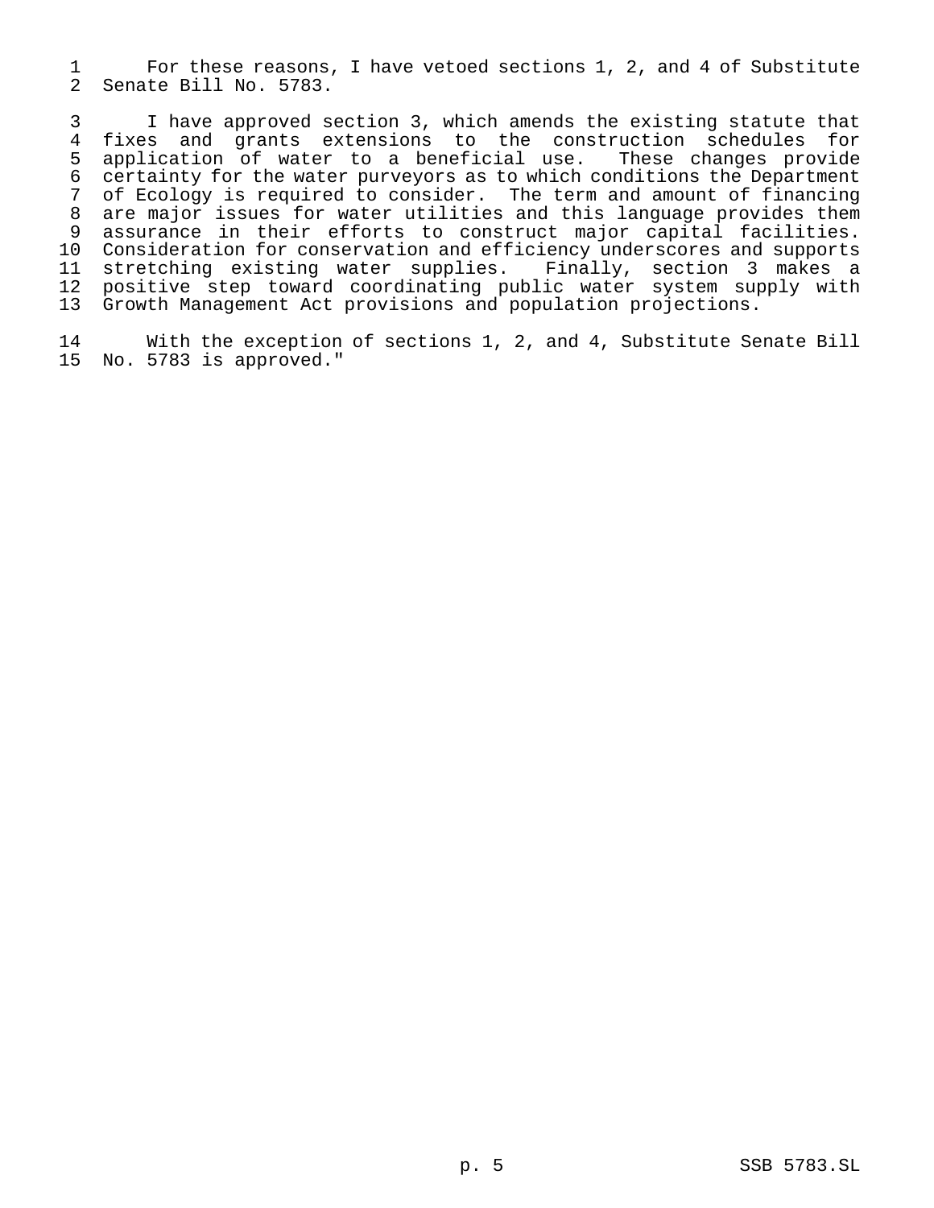For these reasons, I have vetoed sections 1, 2, and 4 of Substitute Senate Bill No. 5783.

I have approved section 3, which amends the existing statute that fixes and grants extensions to the construction schedules for application of water to a beneficial use. These changes provide certainty for the water purveyors as to which conditions the Department of Ecology is required to consider. The term and amount of financing are major issues for water utilities and this language provides them assurance in their efforts to construct major capital facilities. Consideration for conservation and efficiency underscores and supports stretching existing water supplies. Finally, section 3 makes a positive step toward coordinating public water system supply with Growth Management Act provisions and population projections.

With the exception of sections 1, 2, and 4, Substitute Senate Bill No. 5783 is approved."